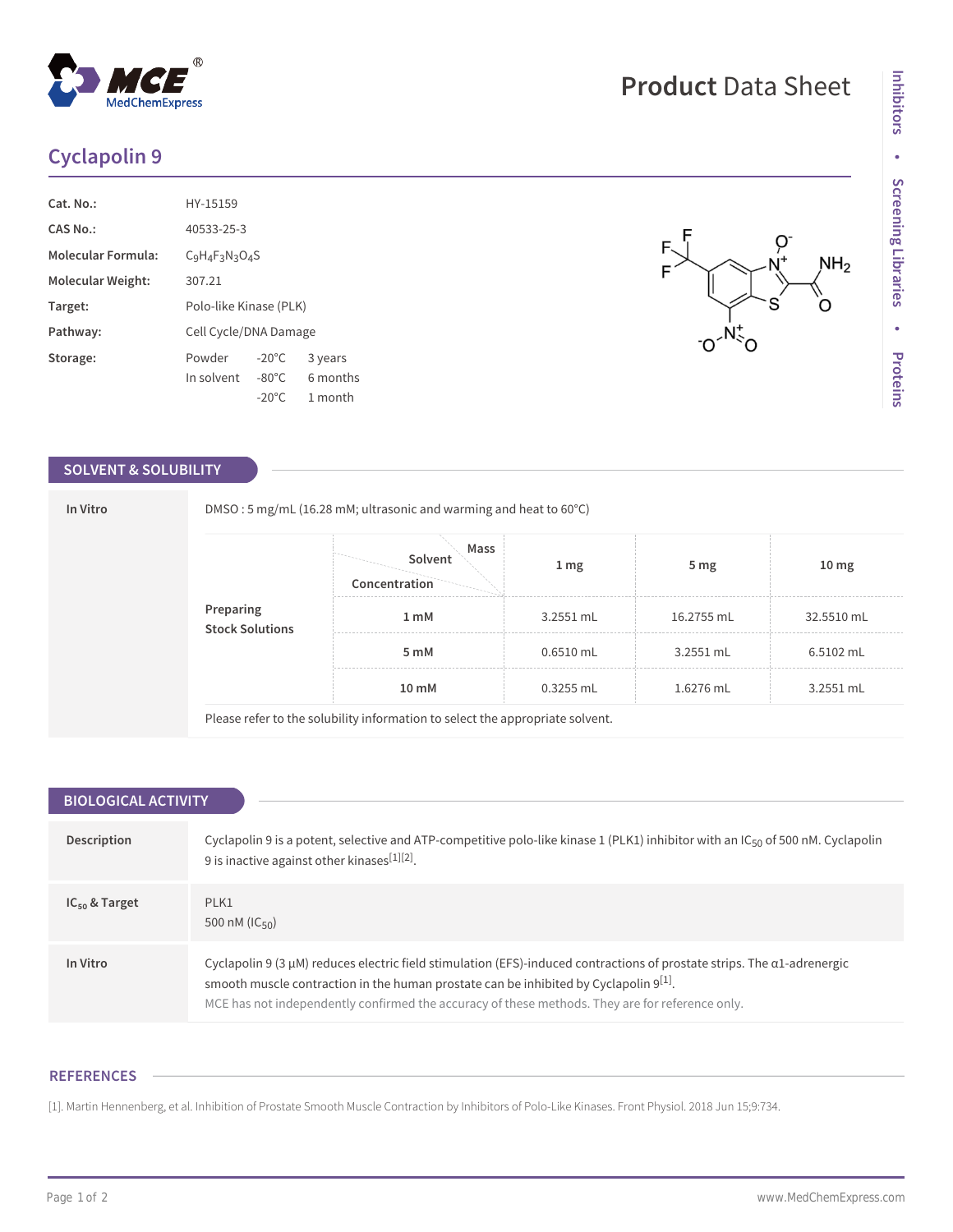# Cyclapolin 9

| | |
|---|---|
| **Cat. No.:** | HY-15159 |
| **CAS No.:** | 40533-25-3 |
| **Molecular Formula:** | $C_9H_4F_3N_3O_4S$ |
| **Molecular Weight:** | 307.21 |
| **Target:** | Polo-like Kinase (PLK) |
| **Pathway:** | Cell Cycle/DNA Damage |
| **Storage:** | Powder -20°C 3 years; In solvent -80°C 6 months; -20°C 1 month |

## SOLVENT & SOLUBILITY

**In Vitro**

DMSO : 5 mg/mL (16.28 mM; ultrasonic and warming and heat to 60°C)

**Preparing Stock Solutions**

| Solvent Concentration / Mass | 1 mg | 5 mg | 10 mg |
|---|---|---|---|
| 1 mM | 3.2551 mL | 16.2755 mL | 32.5510 mL |
| 5 mM | 0.6510 mL | 3.2551 mL | 6.5102 mL |
| 10 mM | 0.3255 mL | 1.6276 mL | 3.2551 mL |

Please refer to the solubility information to select the appropriate solvent.

## BIOLOGICAL ACTIVITY

**Description**

Cyclapolin 9 is a potent, selective and ATP-competitive polo-like kinase 1 (PLK1) inhibitor with an $IC_{50}$ of 500 nM. Cyclapolin 9 is inactive against other kinases[1][2].

**$IC_{50}$ & Target**

PLK1
500 nM ($IC_{50}$)

**In Vitro**

Cyclapolin 9 (3 μM) reduces electric field stimulation (EFS)-induced contractions of prostate strips. The α1-adrenergic smooth muscle contraction in the human prostate can be inhibited by Cyclapolin 9[1].

MCE has not independently confirmed the accuracy of these methods. They are for reference only.

## REFERENCES

[1]. Martin Hennenberg, et al. Inhibition of Prostate Smooth Muscle Contraction by Inhibitors of Polo-Like Kinases. Front Physiol. 2018 Jun 15;9:734.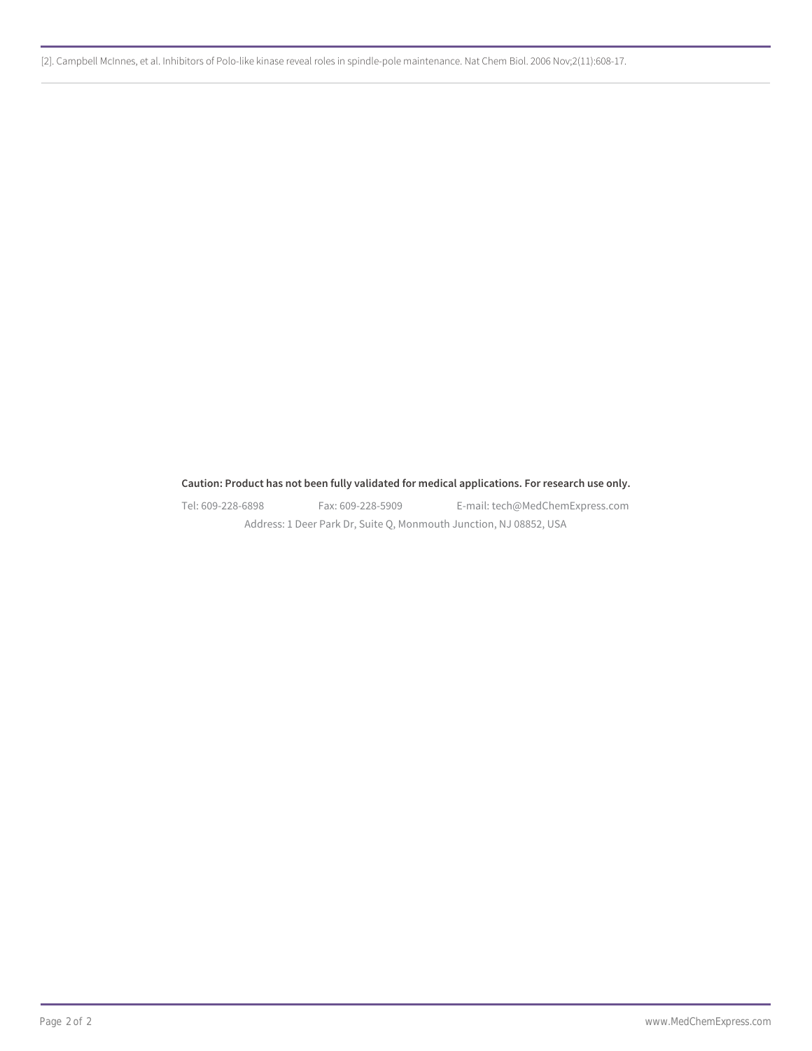[2]. Campbell McInnes, et al. Inhibitors of Polo-like kinase reveal roles in spindle-pole maintenance. Nat Chem Biol. 2006 Nov;2(11):608-17.

**Caution: Product has not been fully validated for medical applications. For research use only.**

Tel: 609-228-6898 Fax: 609-228-5909 E-mail: tech@MedChemExpress.com

Address: 1 Deer Park Dr, Suite Q, Monmouth Junction, NJ 08852, USA